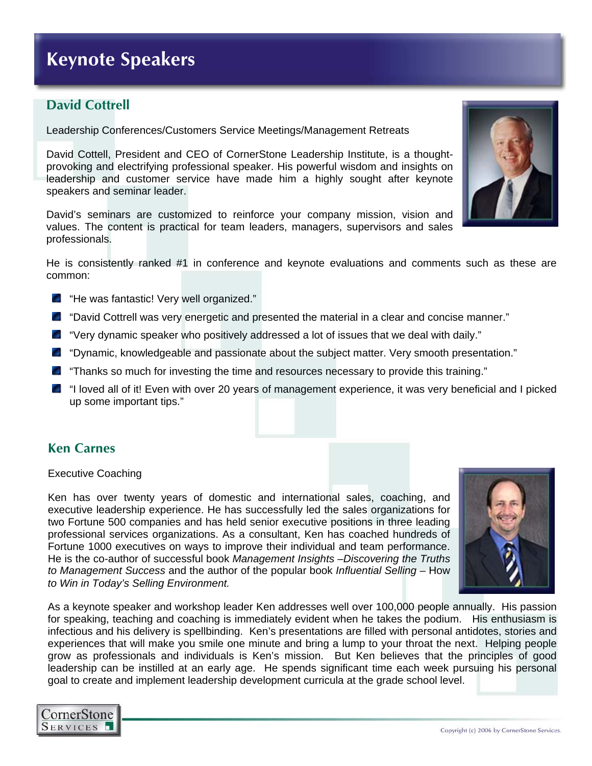# Keynote Speakers

## David Cottrell

Leadership Conferences/Customers Service Meetings/Management Retreats

David Cottell, President and CEO of CornerStone Leadership Institute, is a thought-provoking and electrifying professional speaker. His powerful wisdom and insights on leadership and customer service have made him a highly sought after keynote speakers and seminar leader.

David's seminars are customized to reinforce your company mission, vision and values. The content is practical for team leaders, managers, supervisors and sales professionals.

He is consistently ranked #1 in conference and keynote evaluations and comments such as these are common:

- "He was fantastic! Very well organized."
- "David Cottrell was very energetic and presented the material in a clear and concise manner."
- "Very dynamic speaker who positively addressed a lot of issues that we deal with daily."
- "Dynamic, knowledgeable and passionate about the subject matter. Very smooth presentation."
- "Thanks so much for investing the time and resources necessary to provide this training."
- "I loved all of it! Even with over 20 years of management experience, it was very beneficial and I picked up some important tips."

## Ken Carnes

Executive Coaching

Ken has over twenty years of domestic and international sales, coaching, and executive leadership experience. He has successfully led the sales organizations for two Fortune 500 companies and has held senior executive positions in three leading professional services organizations. As a consultant, Ken has coached hundreds of Fortune 1000 executives on ways to improve their individual and team performance. He is the co-author of successful book *Management Insights –Discovering the Truths to Management Success* and the author of the popular book *Influential Selling* – How *to Win in Today's Selling Environment.*

As a keynote speaker and workshop leader Ken addresses well over 100,000 people annually. His passion for speaking, teaching and coaching is immediately evident when he takes the podium. His enthusiasm is infectious and his delivery is spellbinding. Ken's presentations are filled with personal antidotes, stories and experiences that will make you smile one minute and bring a lump to your throat the next. Helping people grow as professionals and individuals is Ken's mission. But Ken believes that the principles of good leadership can be instilled at an early age. He spends significant time each week pursuing his personal goal to create and implement leadership development curricula at the grade school level.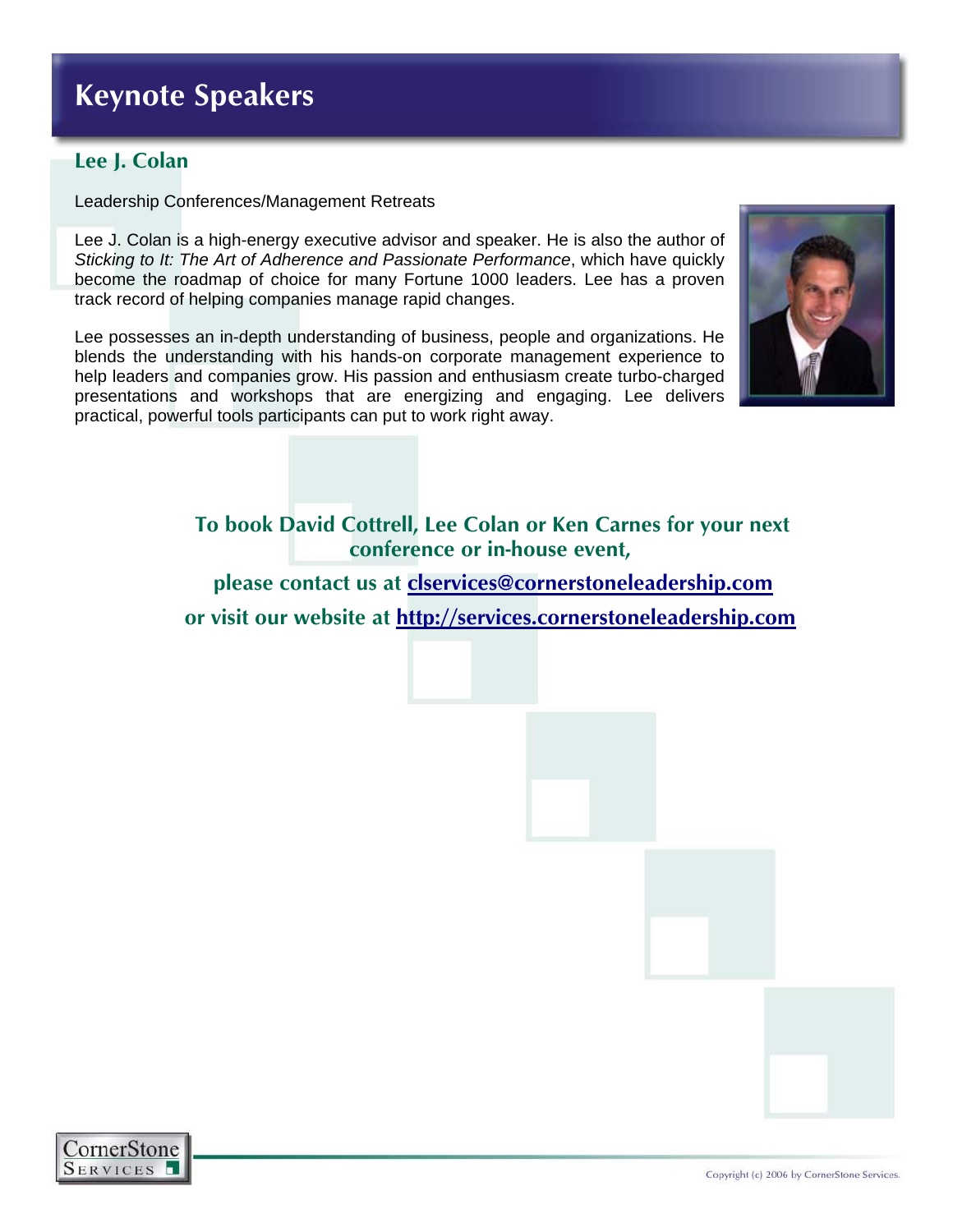# Keynote Speakers

## Lee J. Colan

Leadership Conferences/Management Retreats

Lee J. Colan is a high-energy executive advisor and speaker. He is also the author of *Sticking to It: The Art of Adherence and Passionate Performance*, which have quickly become the roadmap of choice for many Fortune 1000 leaders. Lee has a proven track record of helping companies manage rapid changes.

Lee possesses an in-depth understanding of business, people and organizations. He blends the understanding with his hands-on corporate management experience to help leaders and companies grow. His passion and enthusiasm create turbo-charged presentations and workshops that are energizing and engaging. Lee delivers practical, powerful tools participants can put to work right away.

**To book David Cottrell, Lee Colan or Ken Carnes for your next conference or in-house event,**

**please contact us at clservices@cornerstoneleadership.com**

**or visit our website at http://services.cornerstoneleadership.com**

CornerStone Services

Copyright (c) 2006 by CornerStone Services.